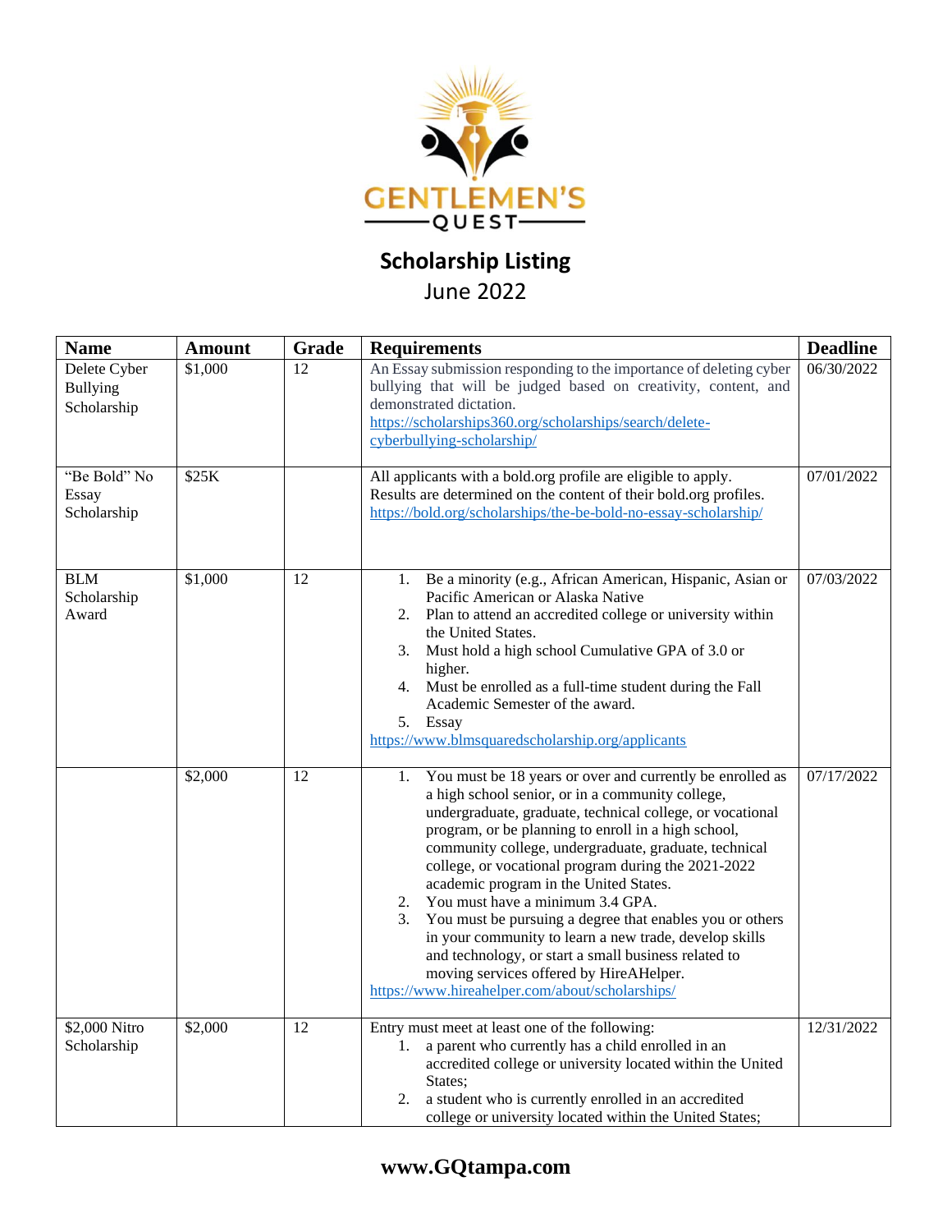GENTLEMEN'S QUEST

## Scholarship Listing

June 2022

| Name | Amount | Grade | Requirements | Deadline |
|---|---|---|---|---|
| Delete Cyber Bullying Scholarship | $1,000 | 12 | An Essay submission responding to the importance of deleting cyber bullying that will be judged based on creativity, content, and demonstrated dictation. https://scholarships360.org/scholarships/search/delete-cyberbullying-scholarship/ | 06/30/2022 |
| "Be Bold" No Essay Scholarship | $25K | | All applicants with a bold.org profile are eligible to apply. Results are determined on the content of their bold.org profiles. https://bold.org/scholarships/the-be-bold-no-essay-scholarship/ | 07/01/2022 |
| BLM Scholarship Award | $1,000 | 12 | 1. Be a minority (e.g., African American, Hispanic, Asian or Pacific American or Alaska Native<br>2. Plan to attend an accredited college or university within the United States.<br>3. Must hold a high school Cumulative GPA of 3.0 or higher.<br>4. Must be enrolled as a full-time student during the Fall Academic Semester of the award.<br>5. Essay<br>https://www.blmsquaredscholarship.org/applicants | 07/03/2022 |
| | $2,000 | 12 | 1. You must be 18 years or over and currently be enrolled as a high school senior, or in a community college, undergraduate, graduate, technical college, or vocational program, or be planning to enroll in a high school, community college, undergraduate, graduate, technical college, or vocational program during the 2021-2022 academic program in the United States.<br>2. You must have a minimum 3.4 GPA.<br>3. You must be pursuing a degree that enables you or others in your community to learn a new trade, develop skills and technology, or start a small business related to moving services offered by HireAHelper.<br>https://www.hireahelper.com/about/scholarships/ | 07/17/2022 |
| $2,000 Nitro Scholarship | $2,000 | 12 | Entry must meet at least one of the following:<br>1. a parent who currently has a child enrolled in an accredited college or university located within the United States;<br>2. a student who is currently enrolled in an accredited college or university located within the United States; | 12/31/2022 |

www.GQtampa.com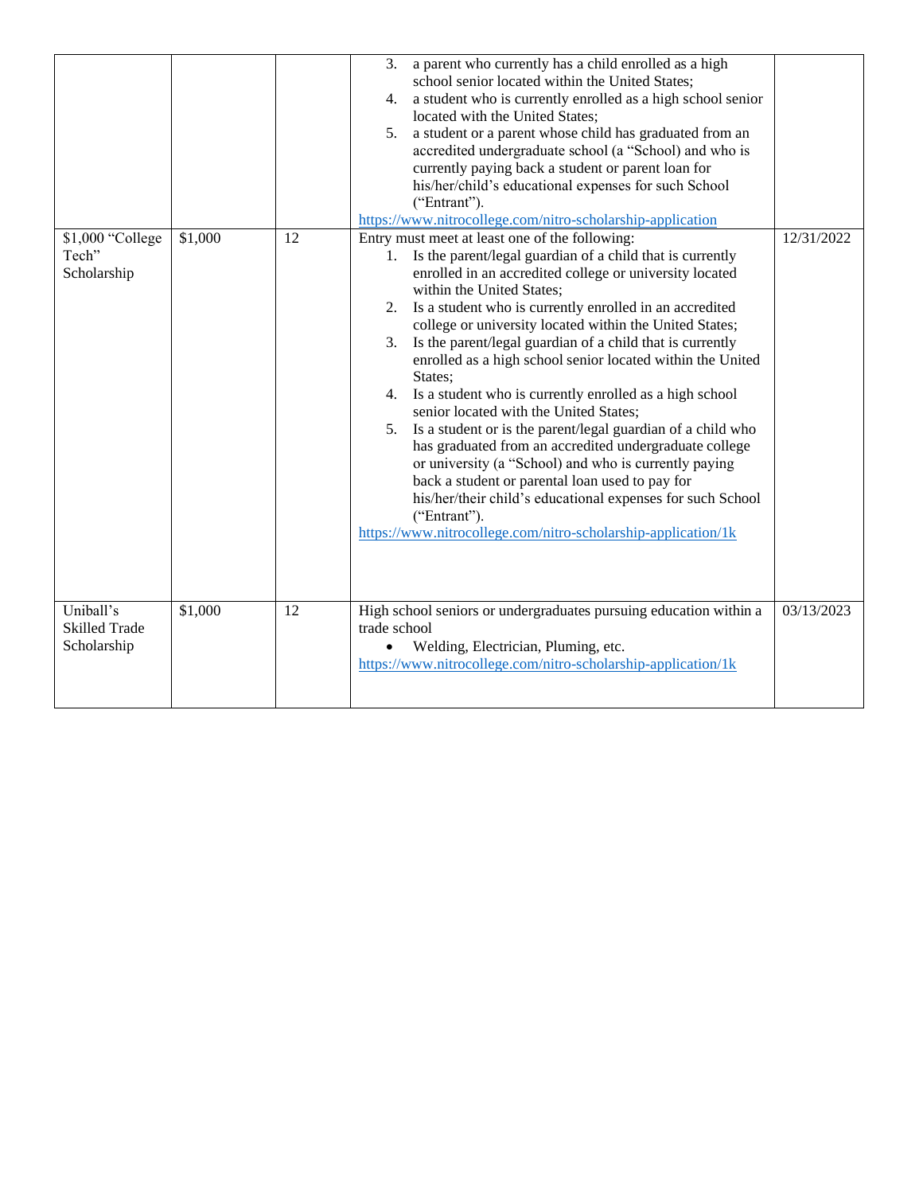| | | | | |
|---|---|---|---|---|
| | | | 3. a parent who currently has a child enrolled as a high school senior located within the United States;<br>4. a student who is currently enrolled as a high school senior located with the United States;<br>5. a student or a parent whose child has graduated from an accredited undergraduate school (a "School) and who is currently paying back a student or parent loan for his/her/child's educational expenses for such School ("Entrant").<br>https://www.nitrocollege.com/nitro-scholarship-application | |
| $1,000 "College Tech" Scholarship | $1,000 | 12 | Entry must meet at least one of the following:<br>1. Is the parent/legal guardian of a child that is currently enrolled in an accredited college or university located within the United States;<br>2. Is a student who is currently enrolled in an accredited college or university located within the United States;<br>3. Is the parent/legal guardian of a child that is currently enrolled as a high school senior located within the United States;<br>4. Is a student who is currently enrolled as a high school senior located with the United States;<br>5. Is a student or is the parent/legal guardian of a child who has graduated from an accredited undergraduate college or university (a "School) and who is currently paying back a student or parental loan used to pay for his/her/their child's educational expenses for such School ("Entrant").<br>https://www.nitrocollege.com/nitro-scholarship-application/1k | 12/31/2022 |
| Uniball's Skilled Trade Scholarship | $1,000 | 12 | High school seniors or undergraduates pursuing education within a trade school<br>• Welding, Electrician, Pluming, etc.<br>https://www.nitrocollege.com/nitro-scholarship-application/1k | 03/13/2023 |